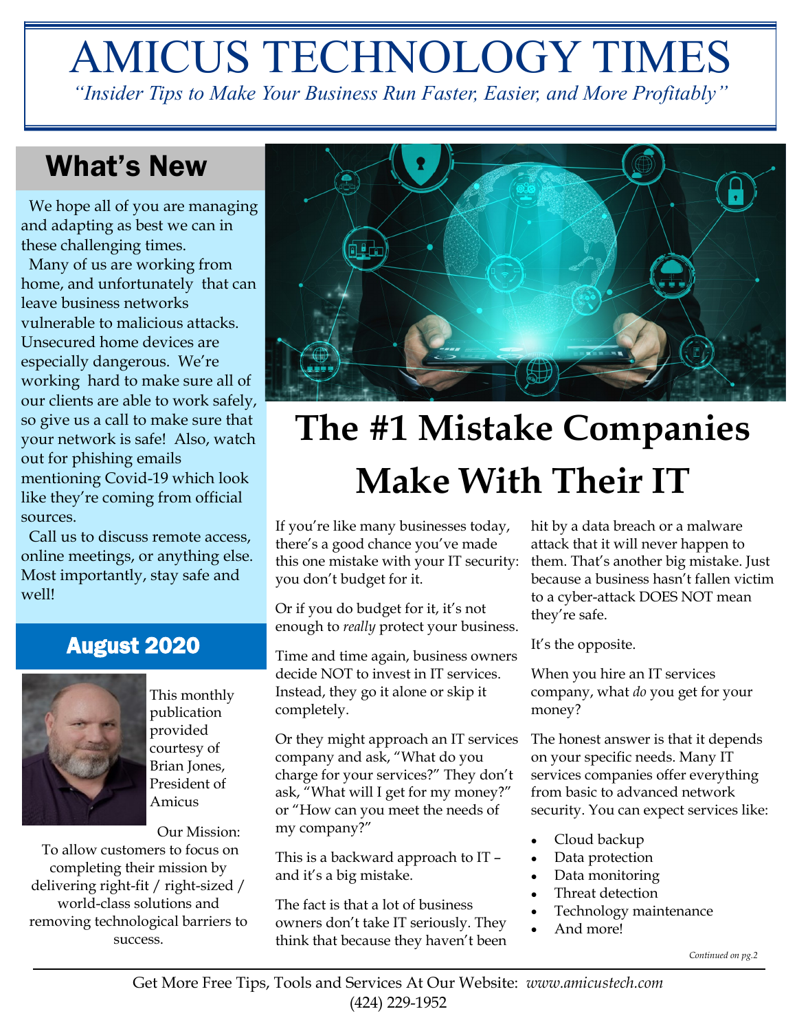# AMICUS TECHNOLOGY TIMES

*"Insider Tips to Make Your Business Run Faster, Easier, and More Profitably"*

## What's New

We hope all of you are managing and adapting as best we can in these challenging times.

Many of us are working from home, and unfortunately that can leave business networks vulnerable to malicious attacks. Unsecured home devices are especially dangerous. We're working hard to make sure all of our clients are able to work safely, so give us a call to make sure that your network is safe! Also, watch out for phishing emails mentioning Covid-19 which look like they're coming from official sources.

Call us to discuss remote access, online meetings, or anything else. Most importantly, stay safe and well!

## August 2020

This monthly publication provided courtesy of Brian Jones, President of Amicus

Our Mission:
To allow customers to focus on completing their mission by delivering right-fit / right-sized / world-class solutions and removing technological barriers to success.

# The #1 Mistake Companies Make With Their IT

If you're like many businesses today, there's a good chance you've made this one mistake with your IT security: you don't budget for it.

Or if you do budget for it, it's not enough to *really* protect your business.

Time and time again, business owners decide NOT to invest in IT services. Instead, they go it alone or skip it completely.

Or they might approach an IT services company and ask, "What do you charge for your services?" They don't ask, "What will I get for my money?" or "How can you meet the needs of my company?"

This is a backward approach to IT – and it's a big mistake.

The fact is that a lot of business owners don't take IT seriously. They think that because they haven't been hit by a data breach or a malware attack that it will never happen to them. That's another big mistake. Just because a business hasn't fallen victim to a cyber-attack DOES NOT mean they're safe.

It's the opposite.

When you hire an IT services company, what *do* you get for your money?

The honest answer is that it depends on your specific needs. Many IT services companies offer everything from basic to advanced network security. You can expect services like:

- Cloud backup
- Data protection
- Data monitoring
- Threat detection
- Technology maintenance
- And more!

*Continued on pg.2*

Get More Free Tips, Tools and Services At Our Website: *www.amicustech.com*
(424) 229-1952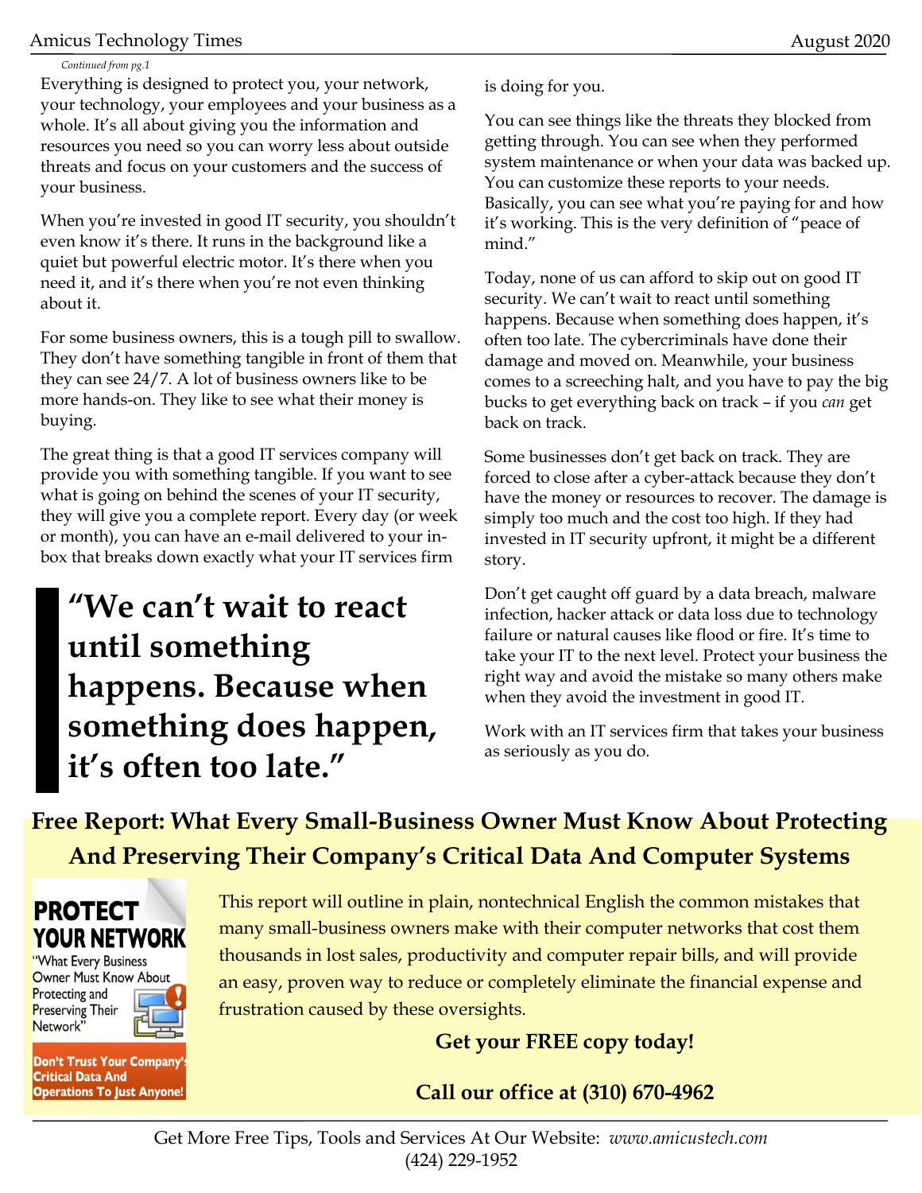*Continued from pg.1*

Everything is designed to protect you, your network, your technology, your employees and your business as a whole. It's all about giving you the information and resources you need so you can worry less about outside threats and focus on your customers and the success of your business.

When you're invested in good IT security, you shouldn't even know it's there. It runs in the background like a quiet but powerful electric motor. It's there when you need it, and it's there when you're not even thinking about it.

For some business owners, this is a tough pill to swallow. They don't have something tangible in front of them that they can see 24/7. A lot of business owners like to be more hands-on. They like to see what their money is buying.

The great thing is that a good IT services company will provide you with something tangible. If you want to see what is going on behind the scenes of your IT security, they will give you a complete report. Every day (or week or month), you can have an e-mail delivered to your in-box that breaks down exactly what your IT services firm is doing for you.

> **"We can't wait to react until something happens. Because when something does happen, it's often too late."**

You can see things like the threats they blocked from getting through. You can see when they performed system maintenance or when your data was backed up. You can customize these reports to your needs. Basically, you can see what you're paying for and how it's working. This is the very definition of "peace of mind."

Today, none of us can afford to skip out on good IT security. We can't wait to react until something happens. Because when something does happen, it's often too late. The cybercriminals have done their damage and moved on. Meanwhile, your business comes to a screeching halt, and you have to pay the big bucks to get everything back on track – if you *can* get back on track.

Some businesses don't get back on track. They are forced to close after a cyber-attack because they don't have the money or resources to recover. The damage is simply too much and the cost too high. If they had invested in IT security upfront, it might be a different story.

Don't get caught off guard by a data breach, malware infection, hacker attack or data loss due to technology failure or natural causes like flood or fire. It's time to take your IT to the next level. Protect your business the right way and avoid the mistake so many others make when they avoid the investment in good IT.

Work with an IT services firm that takes your business as seriously as you do.

## Free Report: What Every Small-Business Owner Must Know About Protecting And Preserving Their Company's Critical Data And Computer Systems

**PROTECT YOUR NETWORK**
"What Every Business Owner Must Know About Protecting and Preserving Their Network"
**Don't Trust Your Company's Critical Data And Operations To Just Anyone!**

This report will outline in plain, nontechnical English the common mistakes that many small-business owners make with their computer networks that cost them thousands in lost sales, productivity and computer repair bills, and will provide an easy, proven way to reduce or completely eliminate the financial expense and frustration caused by these oversights.

**Get your FREE copy today!**

**Call our office at (310) 670-4962**

Get More Free Tips, Tools and Services At Our Website: *www.amicustech.com*
(424) 229-1952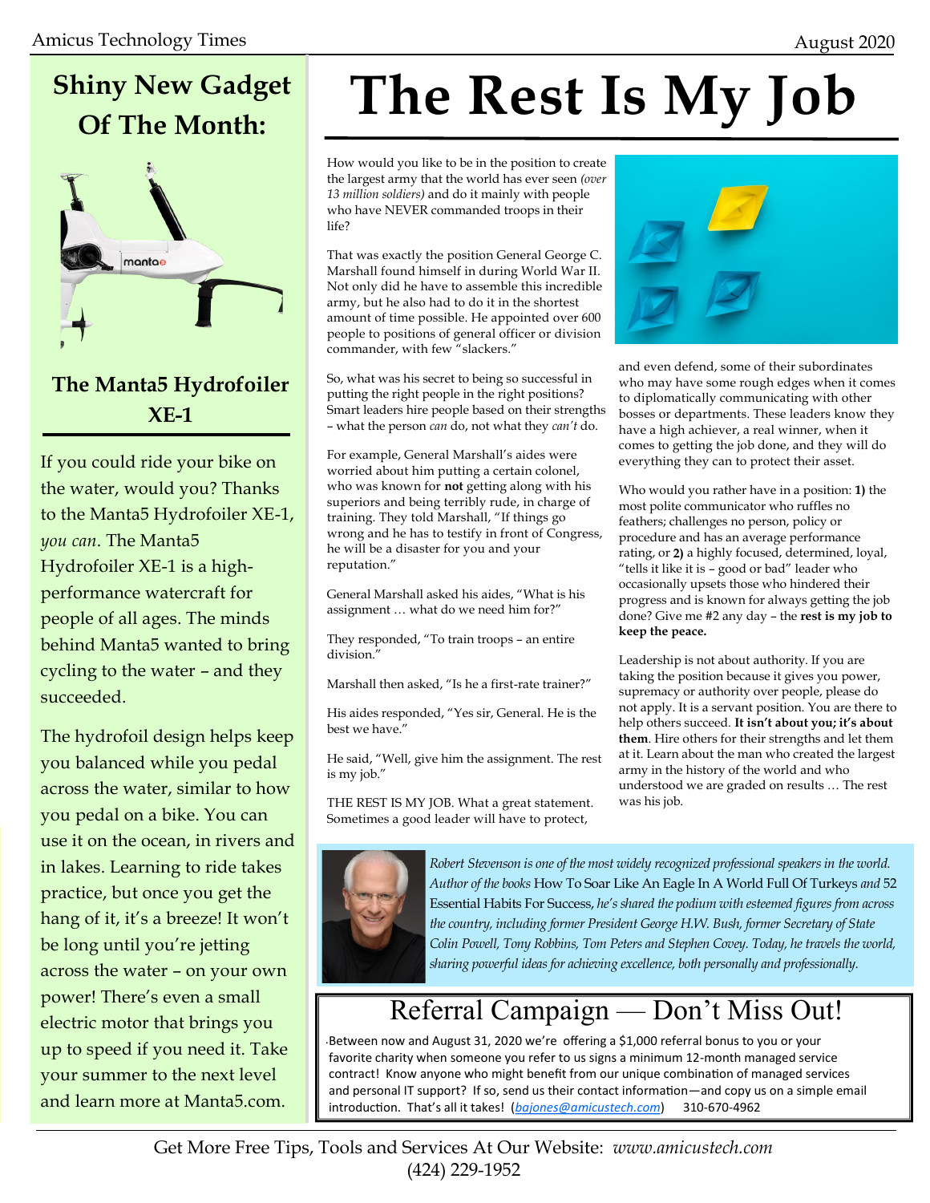## Shiny New Gadget Of The Month:

### The Manta5 Hydrofoiler XE-1

If you could ride your bike on the water, would you? Thanks to the Manta5 Hydrofoiler XE-1, *you can*. The Manta5 Hydrofoiler XE-1 is a high-performance watercraft for people of all ages. The minds behind Manta5 wanted to bring cycling to the water – and they succeeded.

The hydrofoil design helps keep you balanced while you pedal across the water, similar to how you pedal on a bike. You can use it on the ocean, in rivers and in lakes. Learning to ride takes practice, but once you get the hang of it, it's a breeze! It won't be long until you're jetting across the water – on your own power! There's even a small electric motor that brings you up to speed if you need it. Take your summer to the next level and learn more at Manta5.com.

# The Rest Is My Job

How would you like to be in the position to create the largest army that the world has ever seen *(over 13 million soldiers)* and do it mainly with people who have NEVER commanded troops in their life?

That was exactly the position General George C. Marshall found himself in during World War II. Not only did he have to assemble this incredible army, but he also had to do it in the shortest amount of time possible. He appointed over 600 people to positions of general officer or division commander, with few "slackers."

So, what was his secret to being so successful in putting the right people in the right positions? Smart leaders hire people based on their strengths – what the person *can* do, not what they *can't* do.

For example, General Marshall's aides were worried about him putting a certain colonel, who was known for **not** getting along with his superiors and being terribly rude, in charge of training. They told Marshall, "If things go wrong and he has to testify in front of Congress, he will be a disaster for you and your reputation."

General Marshall asked his aides, "What is his assignment … what do we need him for?"

They responded, "To train troops – an entire division."

Marshall then asked, "Is he a first-rate trainer?"

His aides responded, "Yes sir, General. He is the best we have."

He said, "Well, give him the assignment. The rest is my job."

THE REST IS MY JOB. What a great statement. Sometimes a good leader will have to protect, and even defend, some of their subordinates who may have some rough edges when it comes to diplomatically communicating with other bosses or departments. These leaders know they have a high achiever, a real winner, when it comes to getting the job done, and they will do everything they can to protect their asset.

Who would you rather have in a position: **1)** the most polite communicator who ruffles no feathers; challenges no person, policy or procedure and has an average performance rating, or **2)** a highly focused, determined, loyal, "tells it like it is – good or bad" leader who occasionally upsets those who hindered their progress and is known for always getting the job done? Give me #2 any day – the **rest is my job to keep the peace.**

Leadership is not about authority. If you are taking the position because it gives you power, supremacy or authority over people, please do not apply. It is a servant position. You are there to help others succeed. **It isn't about you; it's about them**. Hire others for their strengths and let them at it. Learn about the man who created the largest army in the history of the world and who understood we are graded on results … The rest was his job.

*Robert Stevenson is one of the most widely recognized professional speakers in the world. Author of the books* How To Soar Like An Eagle In A World Full Of Turkeys *and* 52 Essential Habits For Success, *he's shared the podium with esteemed figures from across the country, including former President George H.W. Bush, former Secretary of State Colin Powell, Tony Robbins, Tom Peters and Stephen Covey. Today, he travels the world, sharing powerful ideas for achieving excellence, both personally and professionally.*

## Referral Campaign — Don't Miss Out!

Between now and August 31, 2020 we're offering a $1,000 referral bonus to you or your favorite charity when someone you refer to us signs a minimum 12-month managed service contract! Know anyone who might benefit from our unique combination of managed services and personal IT support? If so, send us their contact information—and copy us on a simple email introduction. That's all it takes! (bajones@amicustech.com) 310-670-4962

Get More Free Tips, Tools and Services At Our Website: *www.amicustech.com*
(424) 229-1952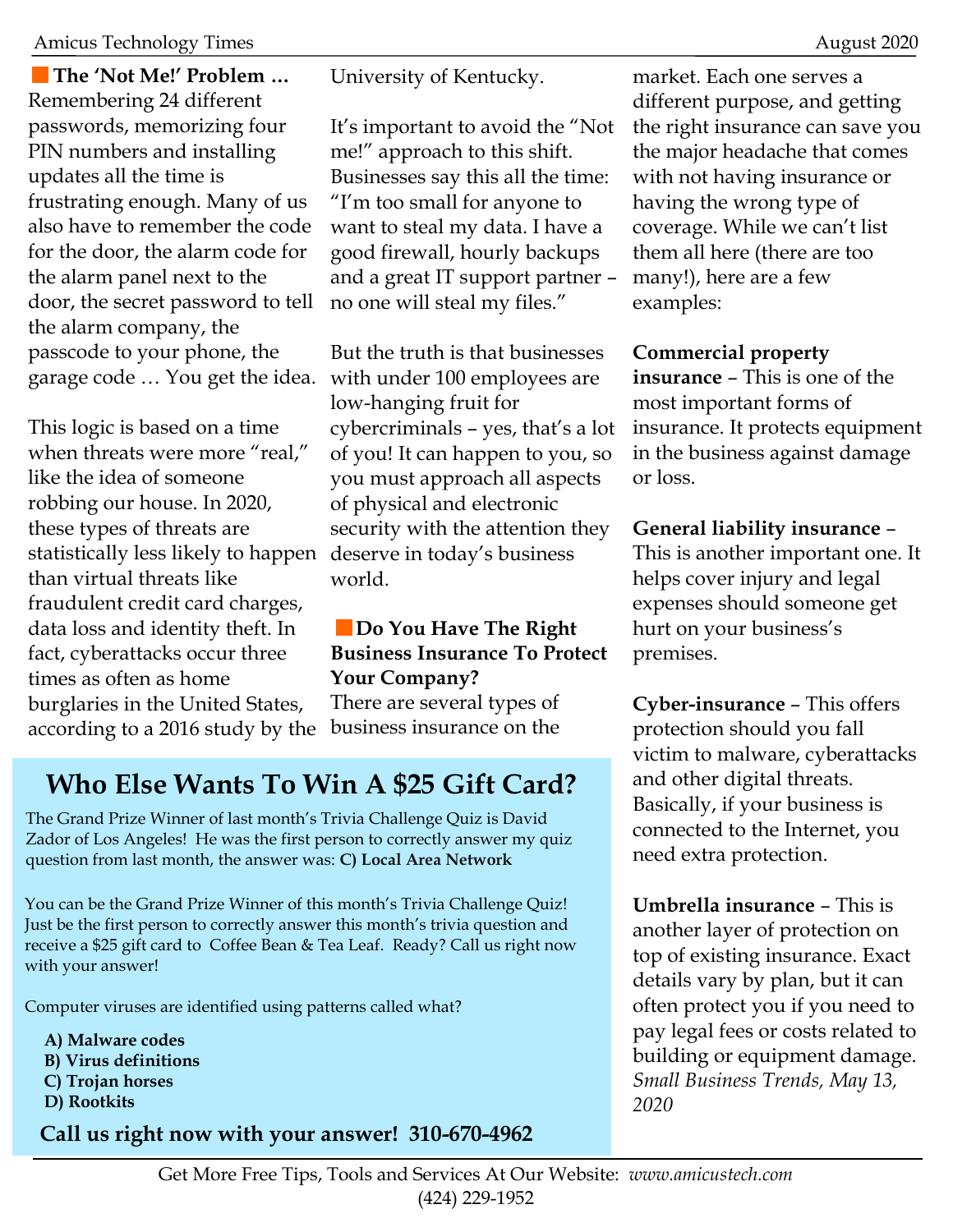### The 'Not Me!' Problem …

Remembering 24 different passwords, memorizing four PIN numbers and installing updates all the time is frustrating enough. Many of us also have to remember the code for the door, the alarm code for the alarm panel next to the door, the secret password to tell the alarm company, the passcode to your phone, the garage code … You get the idea.

This logic is based on a time when threats were more "real," like the idea of someone robbing our house. In 2020, these types of threats are statistically less likely to happen than virtual threats like fraudulent credit card charges, data loss and identity theft. In fact, cyberattacks occur three times as often as home burglaries in the United States, according to a 2016 study by the University of Kentucky.

It's important to avoid the "Not me!" approach to this shift. Businesses say this all the time: "I'm too small for anyone to want to steal my data. I have a good firewall, hourly backups and a great IT support partner – no one will steal my files."

But the truth is that businesses with under 100 employees are low-hanging fruit for cybercriminals – yes, that's a lot of you! It can happen to you, so you must approach all aspects of physical and electronic security with the attention they deserve in today's business world.

### Do You Have The Right Business Insurance To Protect Your Company?

There are several types of business insurance on the market. Each one serves a different purpose, and getting the right insurance can save you the major headache that comes with not having insurance or having the wrong type of coverage. While we can't list them all here (there are too many!), here are a few examples:

**Commercial property insurance** – This is one of the most important forms of insurance. It protects equipment in the business against damage or loss.

**General liability insurance** – This is another important one. It helps cover injury and legal expenses should someone get hurt on your business's premises.

**Cyber-insurance** – This offers protection should you fall victim to malware, cyberattacks and other digital threats. Basically, if your business is connected to the Internet, you need extra protection.

**Umbrella insurance** – This is another layer of protection on top of existing insurance. Exact details vary by plan, but it can often protect you if you need to pay legal fees or costs related to building or equipment damage. *Small Business Trends, May 13, 2020*

## Who Else Wants To Win A $25 Gift Card?

The Grand Prize Winner of last month's Trivia Challenge Quiz is David Zador of Los Angeles! He was the first person to correctly answer my quiz question from last month, the answer was: **C) Local Area Network**

You can be the Grand Prize Winner of this month's Trivia Challenge Quiz! Just be the first person to correctly answer this month's trivia question and receive a $25 gift card to Coffee Bean & Tea Leaf. Ready? Call us right now with your answer!

Computer viruses are identified using patterns called what?

**A) Malware codes**
**B) Virus definitions**
**C) Trojan horses**
**D) Rootkits**

**Call us right now with your answer! 310-670-4962**

Get More Free Tips, Tools and Services At Our Website: *www.amicustech.com*
(424) 229-1952